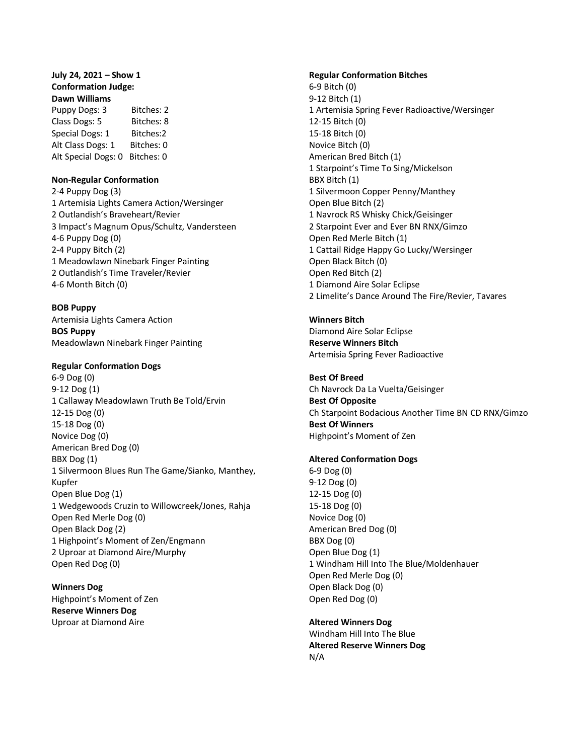**July 24, 2021 – Show 1**
**Conformation Judge:**
**Dawn Williams**

| | |
|---|---|
| Puppy Dogs: 3 | Bitches: 2 |
| Class Dogs: 5 | Bitches: 8 |
| Special Dogs: 1 | Bitches:2 |
| Alt Class Dogs: 1 | Bitches: 0 |
| Alt Special Dogs: 0 | Bitches: 0 |

**Non-Regular Conformation**

2-4 Puppy Dog (3)
1 Artemisia Lights Camera Action/Wersinger
2 Outlandish's Braveheart/Revier
3 Impact's Magnum Opus/Schultz, Vandersteen
4-6 Puppy Dog (0)
2-4 Puppy Bitch (2)
1 Meadowlawn Ninebark Finger Painting
2 Outlandish's Time Traveler/Revier
4-6 Month Bitch (0)

**BOB Puppy**
Artemisia Lights Camera Action
**BOS Puppy**
Meadowlawn Ninebark Finger Painting

**Regular Conformation Dogs**

6-9 Dog (0)
9-12 Dog (1)
1 Callaway Meadowlawn Truth Be Told/Ervin
12-15 Dog (0)
15-18 Dog (0)
Novice Dog (0)
American Bred Dog (0)
BBX Dog (1)
1 Silvermoon Blues Run The Game/Sianko, Manthey, Kupfer
Open Blue Dog (1)
1 Wedgewoods Cruzin to Willowcreek/Jones, Rahja
Open Red Merle Dog (0)
Open Black Dog (2)
1 Highpoint's Moment of Zen/Engmann
2 Uproar at Diamond Aire/Murphy
Open Red Dog (0)

**Winners Dog**
Highpoint's Moment of Zen
**Reserve Winners Dog**
Uproar at Diamond Aire

**Regular Conformation Bitches**

6-9 Bitch (0)
9-12 Bitch (1)
1 Artemisia Spring Fever Radioactive/Wersinger
12-15 Bitch (0)
15-18 Bitch (0)
Novice Bitch (0)
American Bred Bitch (1)
1 Starpoint's Time To Sing/Mickelson
BBX Bitch (1)
1 Silvermoon Copper Penny/Manthey
Open Blue Bitch (2)
1 Navrock RS Whisky Chick/Geisinger
2 Starpoint Ever and Ever BN RNX/Gimzo
Open Red Merle Bitch (1)
1 Cattail Ridge Happy Go Lucky/Wersinger
Open Black Bitch (0)
Open Red Bitch (2)
1 Diamond Aire Solar Eclipse
2 Limelite's Dance Around The Fire/Revier, Tavares

**Winners Bitch**
Diamond Aire Solar Eclipse
**Reserve Winners Bitch**
Artemisia Spring Fever Radioactive

**Best Of Breed**
Ch Navrock Da La Vuelta/Geisinger
**Best Of Opposite**
Ch Starpoint Bodacious Another Time BN CD RNX/Gimzo
**Best Of Winners**
Highpoint's Moment of Zen

**Altered Conformation Dogs**

6-9 Dog (0)
9-12 Dog (0)
12-15 Dog (0)
15-18 Dog (0)
Novice Dog (0)
American Bred Dog (0)
BBX Dog (0)
Open Blue Dog (1)
1 Windham Hill Into The Blue/Moldenhauer
Open Red Merle Dog (0)
Open Black Dog (0)
Open Red Dog (0)

**Altered Winners Dog**
Windham Hill Into The Blue
**Altered Reserve Winners Dog**
N/A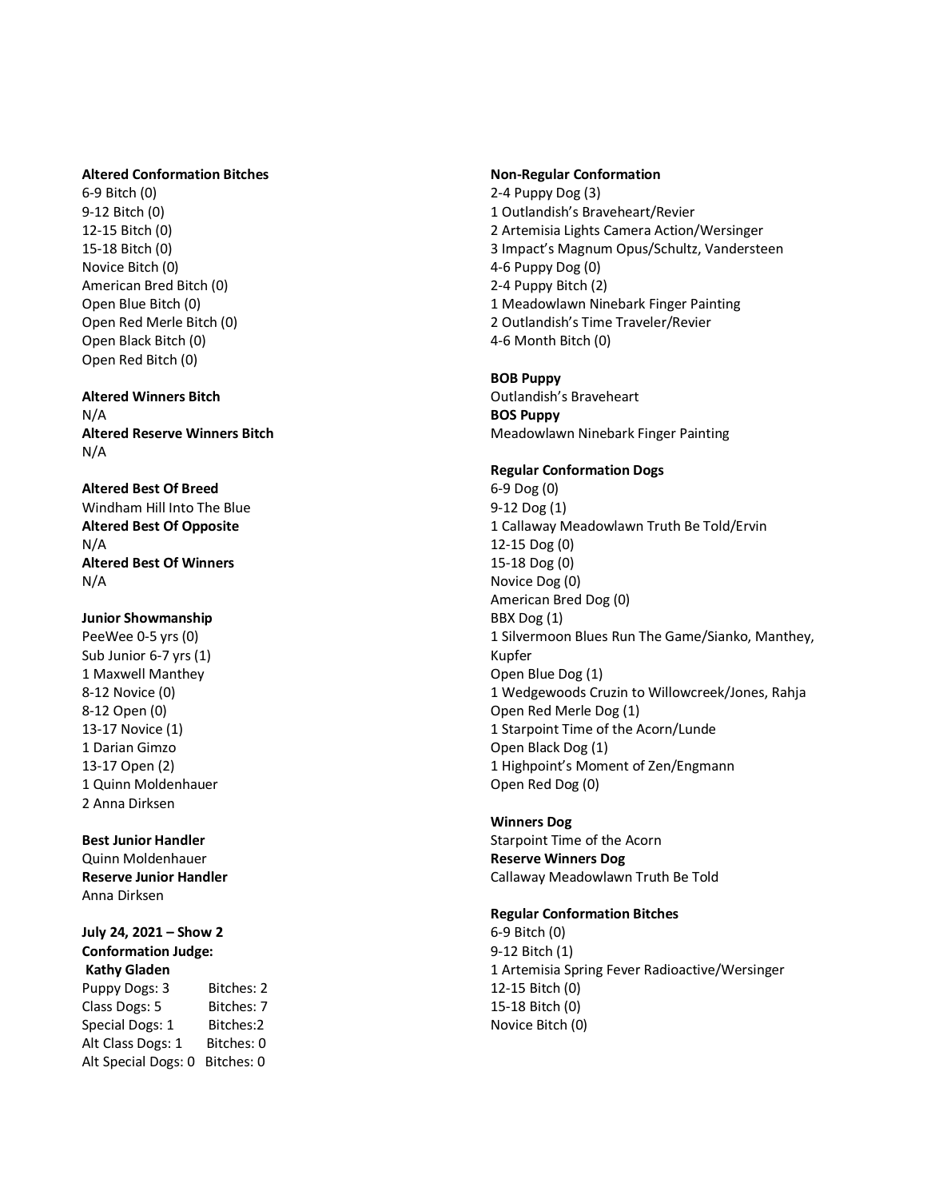**Altered Conformation Bitches**
6-9 Bitch (0)
9-12 Bitch (0)
12-15 Bitch (0)
15-18 Bitch (0)
Novice Bitch (0)
American Bred Bitch (0)
Open Blue Bitch (0)
Open Red Merle Bitch (0)
Open Black Bitch (0)
Open Red Bitch (0)

**Altered Winners Bitch**
N/A
**Altered Reserve Winners Bitch**
N/A

**Altered Best Of Breed**
Windham Hill Into The Blue
**Altered Best Of Opposite**
N/A
**Altered Best Of Winners**
N/A

**Junior Showmanship**
PeeWee 0-5 yrs (0)
Sub Junior 6-7 yrs (1)
1 Maxwell Manthey
8-12 Novice (0)
8-12 Open (0)
13-17 Novice (1)
1 Darian Gimzo
13-17 Open (2)
1 Quinn Moldenhauer
2 Anna Dirksen

**Best Junior Handler**
Quinn Moldenhauer
**Reserve Junior Handler**
Anna Dirksen

**July 24, 2021 – Show 2**
**Conformation Judge:**
**Kathy Gladen**

| | Dogs | Bitches |
|---|---|---|
| Puppy | 3 | 2 |
| Class | 5 | 7 |
| Special | 1 | 2 |
| Alt Class | 1 | 0 |
| Alt Special | 0 | 0 |

**Non-Regular Conformation**
2-4 Puppy Dog (3)
1 Outlandish's Braveheart/Revier
2 Artemisia Lights Camera Action/Wersinger
3 Impact's Magnum Opus/Schultz, Vandersteen
4-6 Puppy Dog (0)
2-4 Puppy Bitch (2)
1 Meadowlawn Ninebark Finger Painting
2 Outlandish's Time Traveler/Revier
4-6 Month Bitch (0)

**BOB Puppy**
Outlandish's Braveheart
**BOS Puppy**
Meadowlawn Ninebark Finger Painting

**Regular Conformation Dogs**
6-9 Dog (0)
9-12 Dog (1)
1 Callaway Meadowlawn Truth Be Told/Ervin
12-15 Dog (0)
15-18 Dog (0)
Novice Dog (0)
American Bred Dog (0)
BBX Dog (1)
1 Silvermoon Blues Run The Game/Sianko, Manthey, Kupfer
Open Blue Dog (1)
1 Wedgewoods Cruzin to Willowcreek/Jones, Rahja
Open Red Merle Dog (1)
1 Starpoint Time of the Acorn/Lunde
Open Black Dog (1)
1 Highpoint's Moment of Zen/Engmann
Open Red Dog (0)

**Winners Dog**
Starpoint Time of the Acorn
**Reserve Winners Dog**
Callaway Meadowlawn Truth Be Told

**Regular Conformation Bitches**
6-9 Bitch (0)
9-12 Bitch (1)
1 Artemisia Spring Fever Radioactive/Wersinger
12-15 Bitch (0)
15-18 Bitch (0)
Novice Bitch (0)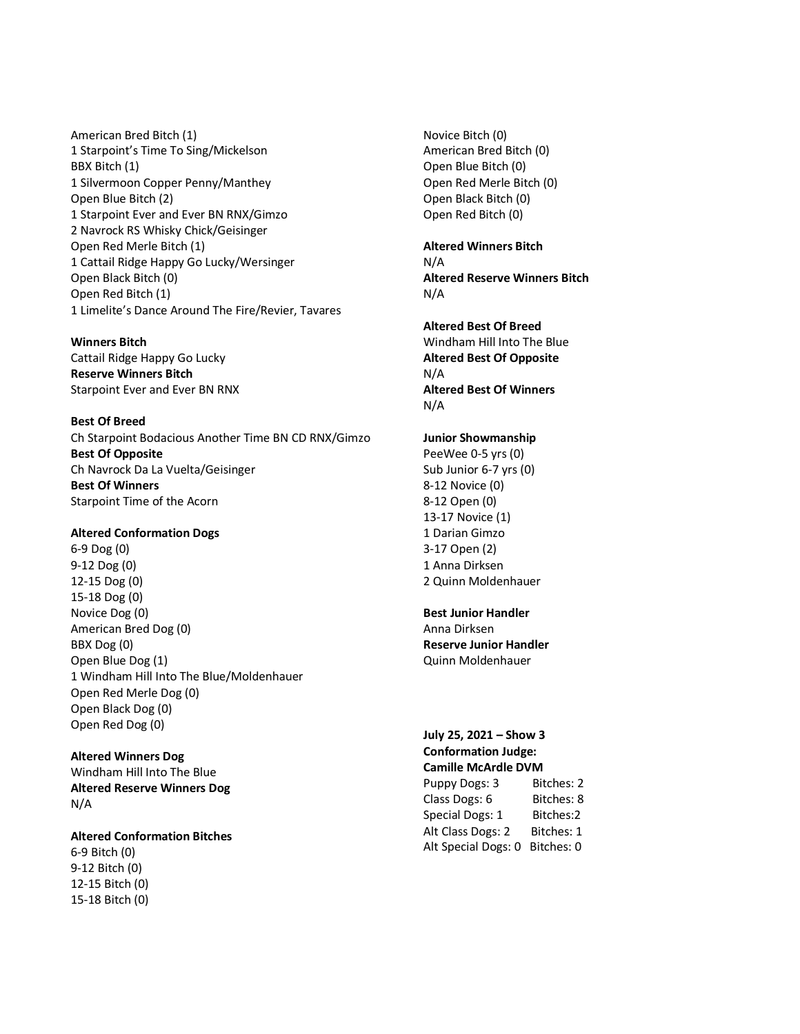American Bred Bitch (1)
1 Starpoint's Time To Sing/Mickelson
BBX Bitch (1)
1 Silvermoon Copper Penny/Manthey
Open Blue Bitch (2)
1 Starpoint Ever and Ever BN RNX/Gimzo
2 Navrock RS Whisky Chick/Geisinger
Open Red Merle Bitch (1)
1 Cattail Ridge Happy Go Lucky/Wersinger
Open Black Bitch (0)
Open Red Bitch (1)
1 Limelite's Dance Around The Fire/Revier, Tavares

**Winners Bitch**
Cattail Ridge Happy Go Lucky
**Reserve Winners Bitch**
Starpoint Ever and Ever BN RNX

**Best Of Breed**
Ch Starpoint Bodacious Another Time BN CD RNX/Gimzo
**Best Of Opposite**
Ch Navrock Da La Vuelta/Geisinger
**Best Of Winners**
Starpoint Time of the Acorn

**Altered Conformation Dogs**
6-9 Dog (0)
9-12 Dog (0)
12-15 Dog (0)
15-18 Dog (0)
Novice Dog (0)
American Bred Dog (0)
BBX Dog (0)
Open Blue Dog (1)
1 Windham Hill Into The Blue/Moldenhauer
Open Red Merle Dog (0)
Open Black Dog (0)
Open Red Dog (0)

**Altered Winners Dog**
Windham Hill Into The Blue
**Altered Reserve Winners Dog**
N/A

**Altered Conformation Bitches**
6-9 Bitch (0)
9-12 Bitch (0)
12-15 Bitch (0)
15-18 Bitch (0)
Novice Bitch (0)
American Bred Bitch (0)
Open Blue Bitch (0)
Open Red Merle Bitch (0)
Open Black Bitch (0)
Open Red Bitch (0)

**Altered Winners Bitch**
N/A
**Altered Reserve Winners Bitch**
N/A

**Altered Best Of Breed**
Windham Hill Into The Blue
**Altered Best Of Opposite**
N/A
**Altered Best Of Winners**
N/A

**Junior Showmanship**
PeeWee 0-5 yrs (0)
Sub Junior 6-7 yrs (0)
8-12 Novice (0)
8-12 Open (0)
13-17 Novice (1)
1 Darian Gimzo
3-17 Open (2)
1 Anna Dirksen
2 Quinn Moldenhauer

**Best Junior Handler**
Anna Dirksen
**Reserve Junior Handler**
Quinn Moldenhauer

**July 25, 2021 – Show 3**
**Conformation Judge:**
**Camille McArdle DVM**

| | Dogs | Bitches |
|---|---|---|
| Puppy | 3 | 2 |
| Class | 6 | 8 |
| Special | 1 | 2 |
| Alt Class | 2 | 1 |
| Alt Special | 0 | 0 |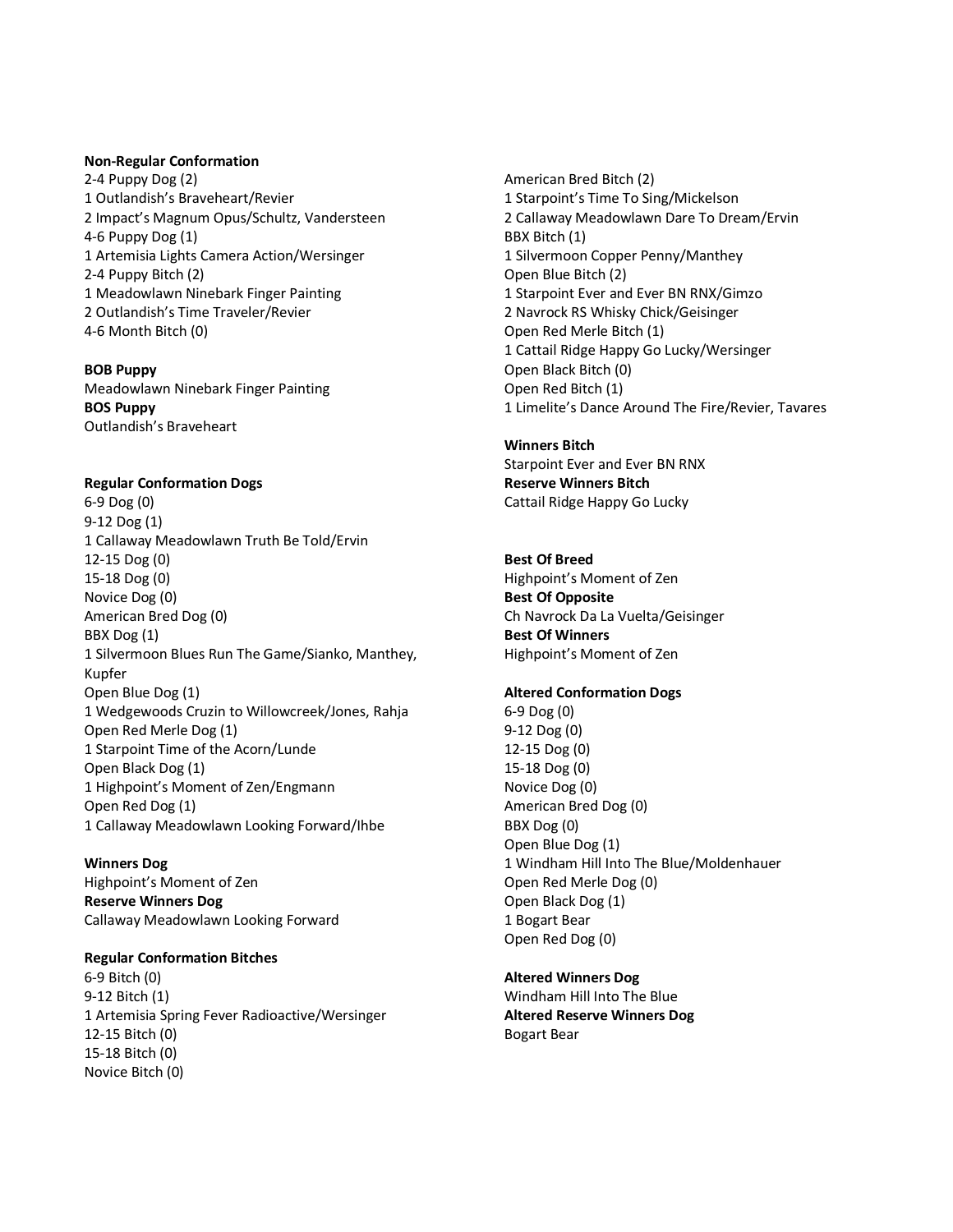**Non-Regular Conformation**

2-4 Puppy Dog (2)
1 Outlandish's Braveheart/Revier
2 Impact's Magnum Opus/Schultz, Vandersteen
4-6 Puppy Dog (1)
1 Artemisia Lights Camera Action/Wersinger
2-4 Puppy Bitch (2)
1 Meadowlawn Ninebark Finger Painting
2 Outlandish's Time Traveler/Revier
4-6 Month Bitch (0)

**BOB Puppy**
Meadowlawn Ninebark Finger Painting
**BOS Puppy**
Outlandish's Braveheart

**Regular Conformation Dogs**

6-9 Dog (0)
9-12 Dog (1)
1 Callaway Meadowlawn Truth Be Told/Ervin
12-15 Dog (0)
15-18 Dog (0)
Novice Dog (0)
American Bred Dog (0)
BBX Dog (1)
1 Silvermoon Blues Run The Game/Sianko, Manthey, Kupfer
Open Blue Dog (1)
1 Wedgewoods Cruzin to Willowcreek/Jones, Rahja
Open Red Merle Dog (1)
1 Starpoint Time of the Acorn/Lunde
Open Black Dog (1)
1 Highpoint's Moment of Zen/Engmann
Open Red Dog (1)
1 Callaway Meadowlawn Looking Forward/Ihbe

**Winners Dog**
Highpoint's Moment of Zen
**Reserve Winners Dog**
Callaway Meadowlawn Looking Forward

**Regular Conformation Bitches**

6-9 Bitch (0)
9-12 Bitch (1)
1 Artemisia Spring Fever Radioactive/Wersinger
12-15 Bitch (0)
15-18 Bitch (0)
Novice Bitch (0)
American Bred Bitch (2)
1 Starpoint's Time To Sing/Mickelson
2 Callaway Meadowlawn Dare To Dream/Ervin
BBX Bitch (1)
1 Silvermoon Copper Penny/Manthey
Open Blue Bitch (2)
1 Starpoint Ever and Ever BN RNX/Gimzo
2 Navrock RS Whisky Chick/Geisinger
Open Red Merle Bitch (1)
1 Cattail Ridge Happy Go Lucky/Wersinger
Open Black Bitch (0)
Open Red Bitch (1)
1 Limelite's Dance Around The Fire/Revier, Tavares

**Winners Bitch**
Starpoint Ever and Ever BN RNX
**Reserve Winners Bitch**
Cattail Ridge Happy Go Lucky

**Best Of Breed**
Highpoint's Moment of Zen
**Best Of Opposite**
Ch Navrock Da La Vuelta/Geisinger
**Best Of Winners**
Highpoint's Moment of Zen

**Altered Conformation Dogs**

6-9 Dog (0)
9-12 Dog (0)
12-15 Dog (0)
15-18 Dog (0)
Novice Dog (0)
American Bred Dog (0)
BBX Dog (0)
Open Blue Dog (1)
1 Windham Hill Into The Blue/Moldenhauer
Open Red Merle Dog (0)
Open Black Dog (1)
1 Bogart Bear
Open Red Dog (0)

**Altered Winners Dog**
Windham Hill Into The Blue
**Altered Reserve Winners Dog**
Bogart Bear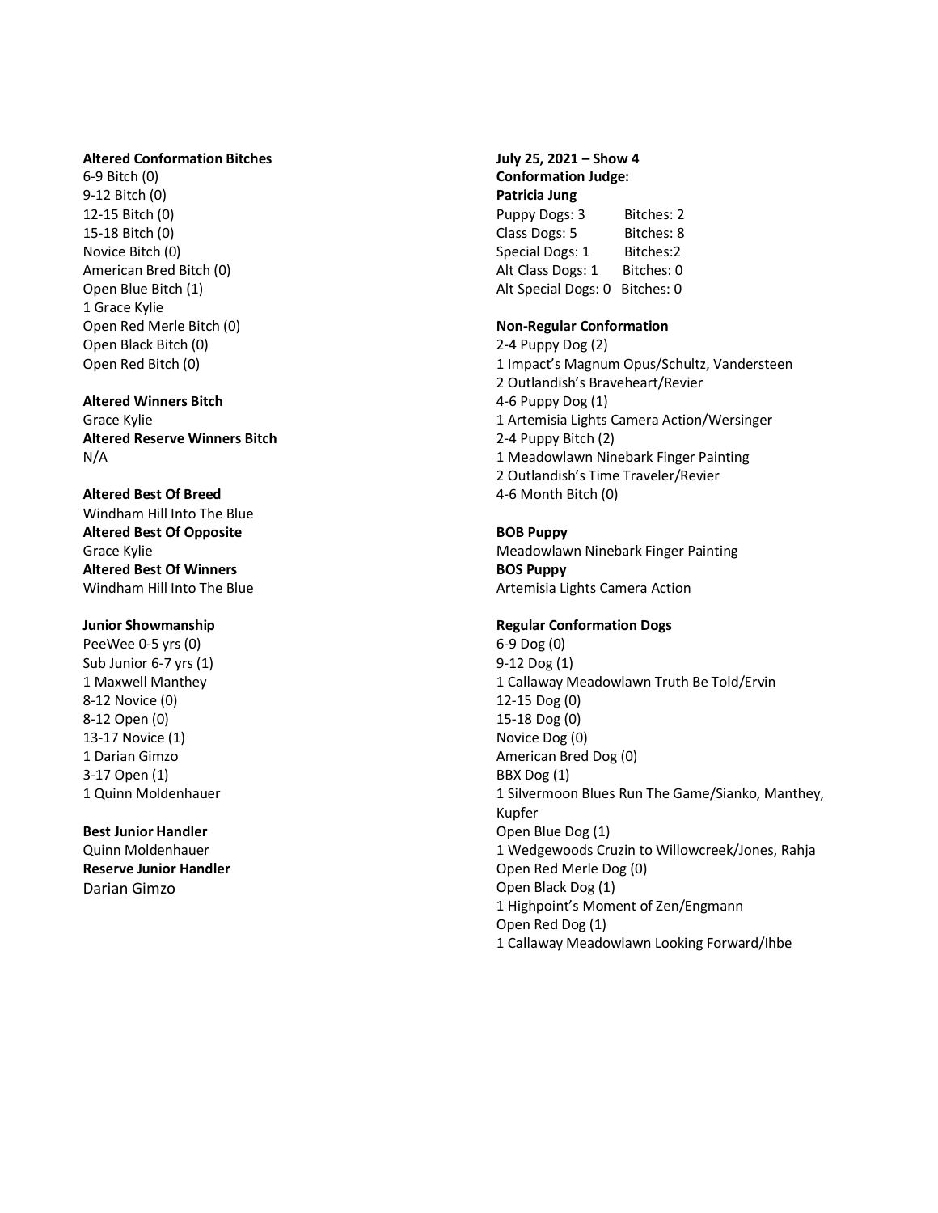**Altered Conformation Bitches**
6-9 Bitch (0)
9-12 Bitch (0)
12-15 Bitch (0)
15-18 Bitch (0)
Novice Bitch (0)
American Bred Bitch (0)
Open Blue Bitch (1)
1 Grace Kylie
Open Red Merle Bitch (0)
Open Black Bitch (0)
Open Red Bitch (0)

**Altered Winners Bitch**
Grace Kylie
**Altered Reserve Winners Bitch**
N/A

**Altered Best Of Breed**
Windham Hill Into The Blue
**Altered Best Of Opposite**
Grace Kylie
**Altered Best Of Winners**
Windham Hill Into The Blue

**Junior Showmanship**
PeeWee 0-5 yrs (0)
Sub Junior 6-7 yrs (1)
1 Maxwell Manthey
8-12 Novice (0)
8-12 Open (0)
13-17 Novice (1)
1 Darian Gimzo
3-17 Open (1)
1 Quinn Moldenhauer

**Best Junior Handler**
Quinn Moldenhauer
**Reserve Junior Handler**
Darian Gimzo

**July 25, 2021 – Show 4**
**Conformation Judge:**
**Patricia Jung**

| | |
|---|---|
| Puppy Dogs: 3 | Bitches: 2 |
| Class Dogs: 5 | Bitches: 8 |
| Special Dogs: 1 | Bitches:2 |
| Alt Class Dogs: 1 | Bitches: 0 |
| Alt Special Dogs: 0 | Bitches: 0 |

**Non-Regular Conformation**
2-4 Puppy Dog (2)
1 Impact's Magnum Opus/Schultz, Vandersteen
2 Outlandish's Braveheart/Revier
4-6 Puppy Dog (1)
1 Artemisia Lights Camera Action/Wersinger
2-4 Puppy Bitch (2)
1 Meadowlawn Ninebark Finger Painting
2 Outlandish's Time Traveler/Revier
4-6 Month Bitch (0)

**BOB Puppy**
Meadowlawn Ninebark Finger Painting
**BOS Puppy**
Artemisia Lights Camera Action

**Regular Conformation Dogs**
6-9 Dog (0)
9-12 Dog (1)
1 Callaway Meadowlawn Truth Be Told/Ervin
12-15 Dog (0)
15-18 Dog (0)
Novice Dog (0)
American Bred Dog (0)
BBX Dog (1)
1 Silvermoon Blues Run The Game/Sianko, Manthey, Kupfer
Open Blue Dog (1)
1 Wedgewoods Cruzin to Willowcreek/Jones, Rahja
Open Red Merle Dog (0)
Open Black Dog (1)
1 Highpoint's Moment of Zen/Engmann
Open Red Dog (1)
1 Callaway Meadowlawn Looking Forward/Ihbe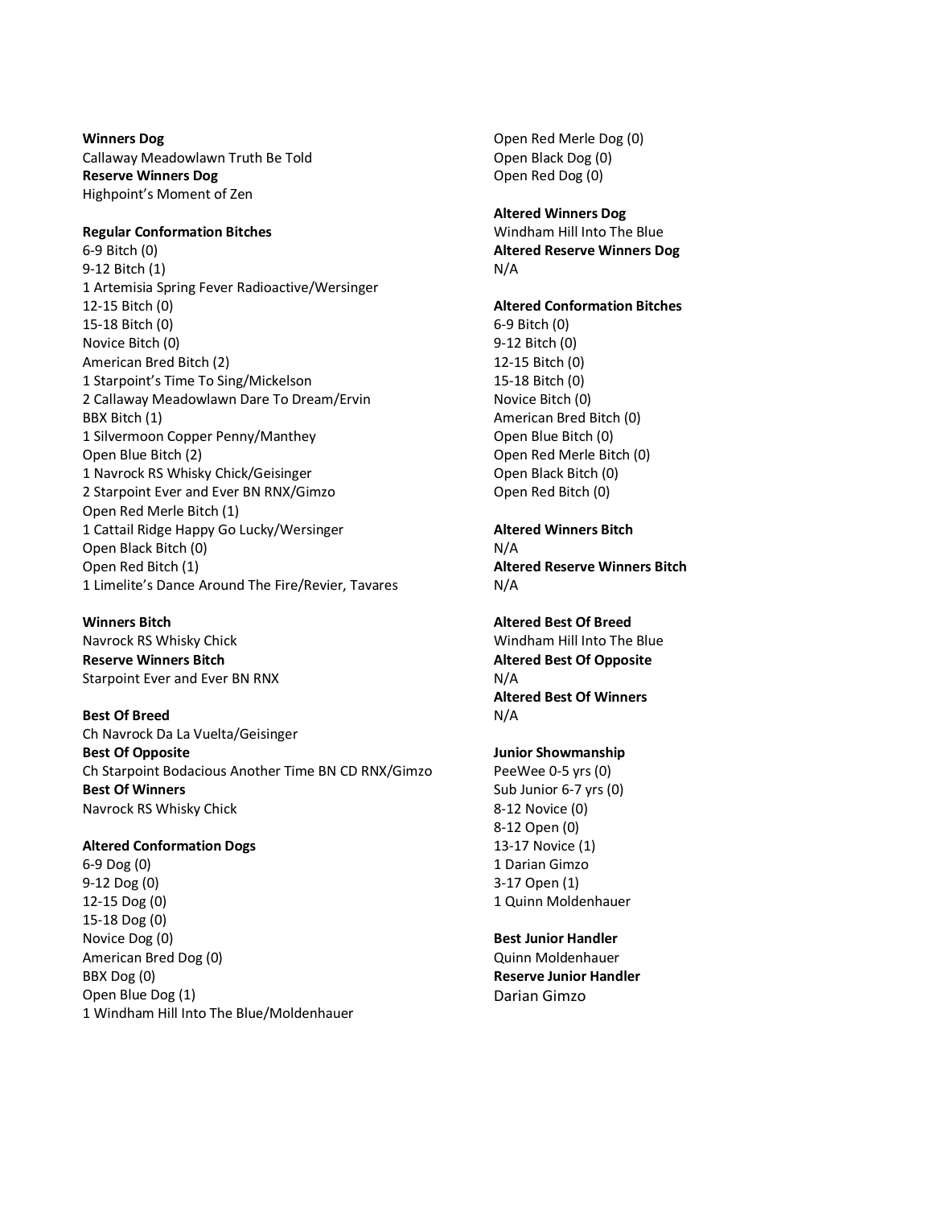**Winners Dog**
Callaway Meadowlawn Truth Be Told
**Reserve Winners Dog**
Highpoint's Moment of Zen

**Regular Conformation Bitches**
6-9 Bitch (0)
9-12 Bitch (1)
1 Artemisia Spring Fever Radioactive/Wersinger
12-15 Bitch (0)
15-18 Bitch (0)
Novice Bitch (0)
American Bred Bitch (2)
1 Starpoint's Time To Sing/Mickelson
2 Callaway Meadowlawn Dare To Dream/Ervin
BBX Bitch (1)
1 Silvermoon Copper Penny/Manthey
Open Blue Bitch (2)
1 Navrock RS Whisky Chick/Geisinger
2 Starpoint Ever and Ever BN RNX/Gimzo
Open Red Merle Bitch (1)
1 Cattail Ridge Happy Go Lucky/Wersinger
Open Black Bitch (0)
Open Red Bitch (1)
1 Limelite's Dance Around The Fire/Revier, Tavares

**Winners Bitch**
Navrock RS Whisky Chick
**Reserve Winners Bitch**
Starpoint Ever and Ever BN RNX

**Best Of Breed**
Ch Navrock Da La Vuelta/Geisinger
**Best Of Opposite**
Ch Starpoint Bodacious Another Time BN CD RNX/Gimzo
**Best Of Winners**
Navrock RS Whisky Chick

**Altered Conformation Dogs**
6-9 Dog (0)
9-12 Dog (0)
12-15 Dog (0)
15-18 Dog (0)
Novice Dog (0)
American Bred Dog (0)
BBX Dog (0)
Open Blue Dog (1)
1 Windham Hill Into The Blue/Moldenhauer
Open Red Merle Dog (0)
Open Black Dog (0)
Open Red Dog (0)

**Altered Winners Dog**
Windham Hill Into The Blue
**Altered Reserve Winners Dog**
N/A

**Altered Conformation Bitches**
6-9 Bitch (0)
9-12 Bitch (0)
12-15 Bitch (0)
15-18 Bitch (0)
Novice Bitch (0)
American Bred Bitch (0)
Open Blue Bitch (0)
Open Red Merle Bitch (0)
Open Black Bitch (0)
Open Red Bitch (0)

**Altered Winners Bitch**
N/A
**Altered Reserve Winners Bitch**
N/A

**Altered Best Of Breed**
Windham Hill Into The Blue
**Altered Best Of Opposite**
N/A
**Altered Best Of Winners**
N/A

**Junior Showmanship**
PeeWee 0-5 yrs (0)
Sub Junior 6-7 yrs (0)
8-12 Novice (0)
8-12 Open (0)
13-17 Novice (1)
1 Darian Gimzo
3-17 Open (1)
1 Quinn Moldenhauer

**Best Junior Handler**
Quinn Moldenhauer
**Reserve Junior Handler**
Darian Gimzo